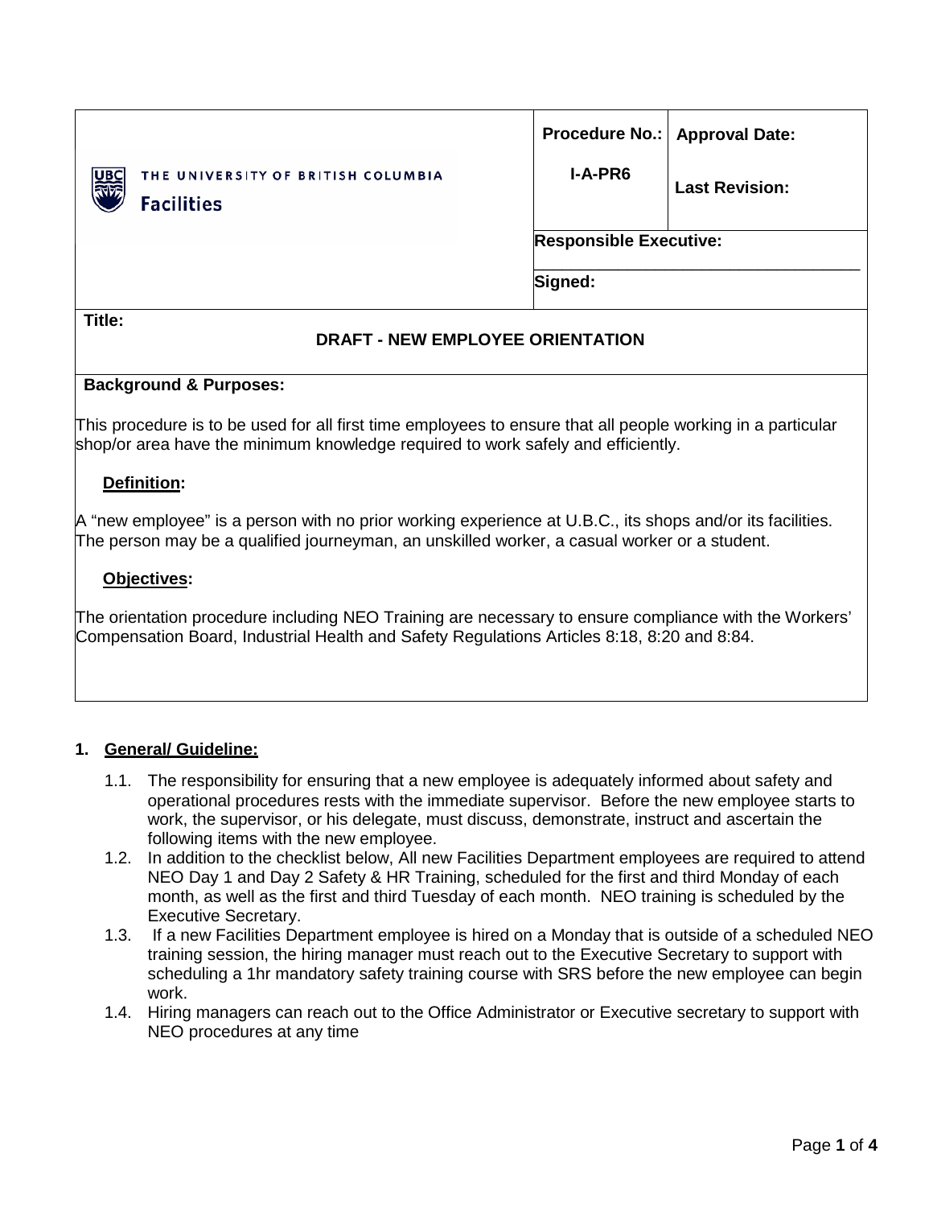| THE UNIVERSITY OF BRITISH COLUMBIA Facilities | Procedure No.: I-A-PR6 | Approval Date: Last Revision: |
|---|---|---|
| | Responsible Executive: | |
| | Signed: | |

**Title:**

**DRAFT - NEW EMPLOYEE ORIENTATION**

**Background & Purposes:**

This procedure is to be used for all first time employees to ensure that all people working in a particular shop/or area have the minimum knowledge required to work safely and efficiently.

**Definition:**

A “new employee” is a person with no prior working experience at U.B.C., its shops and/or its facilities. The person may be a qualified journeyman, an unskilled worker, a casual worker or a student.

**Objectives:**

The orientation procedure including NEO Training are necessary to ensure compliance with the Workers’ Compensation Board, Industrial Health and Safety Regulations Articles 8:18, 8:20 and 8:84.

## 1. General/ Guideline:

1.1. The responsibility for ensuring that a new employee is adequately informed about safety and operational procedures rests with the immediate supervisor. Before the new employee starts to work, the supervisor, or his delegate, must discuss, demonstrate, instruct and ascertain the following items with the new employee.

1.2. In addition to the checklist below, All new Facilities Department employees are required to attend NEO Day 1 and Day 2 Safety & HR Training, scheduled for the first and third Monday of each month, as well as the first and third Tuesday of each month. NEO training is scheduled by the Executive Secretary.

1.3. If a new Facilities Department employee is hired on a Monday that is outside of a scheduled NEO training session, the hiring manager must reach out to the Executive Secretary to support with scheduling a 1hr mandatory safety training course with SRS before the new employee can begin work.

1.4. Hiring managers can reach out to the Office Administrator or Executive secretary to support with NEO procedures at any time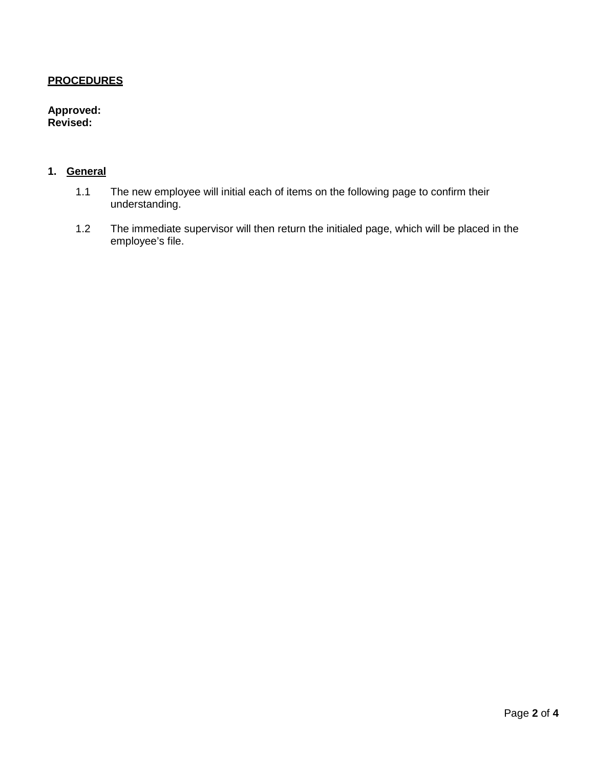**PROCEDURES**

**Approved:**
**Revised:**

## 1. General

1.1 The new employee will initial each of items on the following page to confirm their understanding.

1.2 The immediate supervisor will then return the initialed page, which will be placed in the employee's file.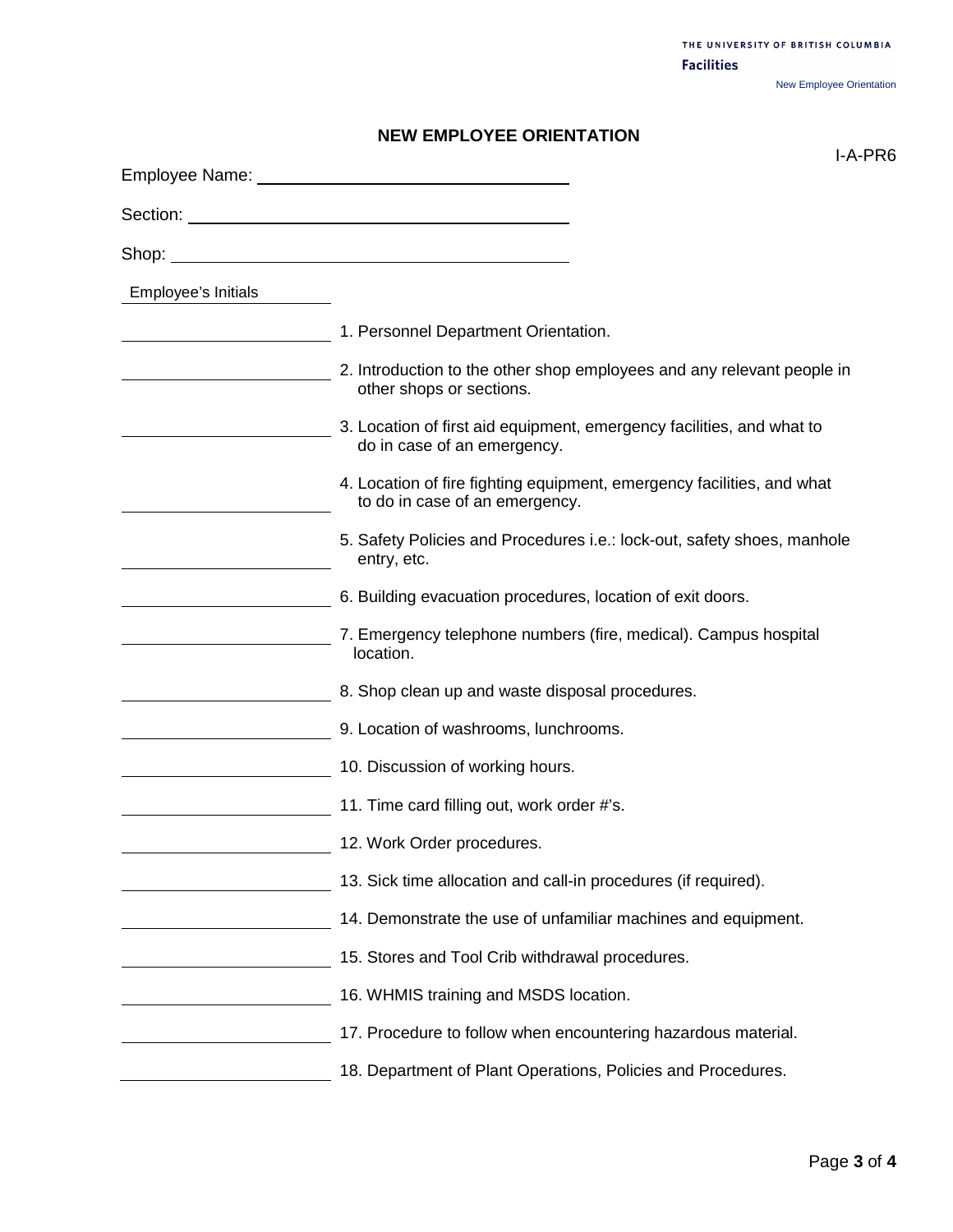# NEW EMPLOYEE ORIENTATION

I-A-PR6

Employee Name: ______________________________

Section: ______________________________

Shop: ______________________________

| Employee's Initials | |
|---|---|
| ____________ | 1. Personnel Department Orientation. |
| ____________ | 2. Introduction to the other shop employees and any relevant people in other shops or sections. |
| ____________ | 3. Location of first aid equipment, emergency facilities, and what to do in case of an emergency. |
| ____________ | 4. Location of fire fighting equipment, emergency facilities, and what to do in case of an emergency. |
| ____________ | 5. Safety Policies and Procedures i.e.: lock-out, safety shoes, manhole entry, etc. |
| ____________ | 6. Building evacuation procedures, location of exit doors. |
| ____________ | 7. Emergency telephone numbers (fire, medical). Campus hospital location. |
| ____________ | 8. Shop clean up and waste disposal procedures. |
| ____________ | 9. Location of washrooms, lunchrooms. |
| ____________ | 10. Discussion of working hours. |
| ____________ | 11. Time card filling out, work order #'s. |
| ____________ | 12. Work Order procedures. |
| ____________ | 13. Sick time allocation and call-in procedures (if required). |
| ____________ | 14. Demonstrate the use of unfamiliar machines and equipment. |
| ____________ | 15. Stores and Tool Crib withdrawal procedures. |
| ____________ | 16. WHMIS training and MSDS location. |
| ____________ | 17. Procedure to follow when encountering hazardous material. |
| ____________ | 18. Department of Plant Operations, Policies and Procedures. |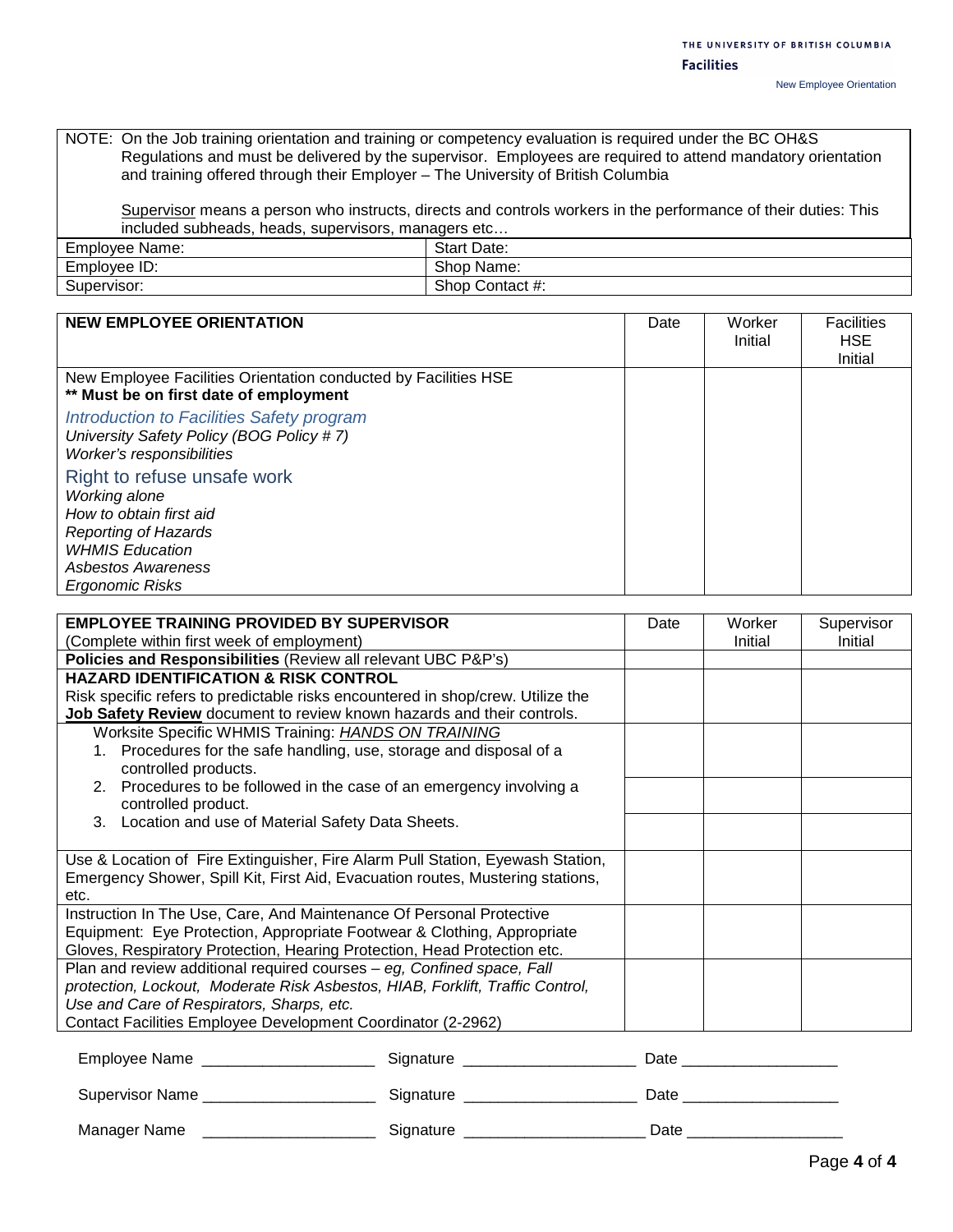NOTE: On the Job training orientation and training or competency evaluation is required under the BC OH&S Regulations and must be delivered by the supervisor. Employees are required to attend mandatory orientation and training offered through their Employer – The University of British Columbia

Supervisor means a person who instructs, directs and controls workers in the performance of their duties: This included subheads, heads, supervisors, managers etc…

| | |
|---|---|
| Employee Name: | Start Date: |
| Employee ID: | Shop Name: |
| Supervisor: | Shop Contact #: |

| **NEW EMPLOYEE ORIENTATION** | Date | Worker Initial | Facilities HSE Initial |
|---|---|---|---|
| New Employee Facilities Orientation conducted by Facilities HSE<br>**\*\* Must be on first date of employment**<br>*Introduction to Facilities Safety program*<br>*University Safety Policy (BOG Policy # 7)*<br>*Worker's responsibilities*<br>Right to refuse unsafe work<br>*Working alone*<br>*How to obtain first aid*<br>*Reporting of Hazards*<br>*WHMIS Education*<br>*Asbestos Awareness*<br>*Ergonomic Risks* | | | |

| **EMPLOYEE TRAINING PROVIDED BY SUPERVISOR**<br>(Complete within first week of employment) | Date | Worker Initial | Supervisor Initial |
|---|---|---|---|
| **Policies and Responsibilities** (Review all relevant UBC P&P's) | | | |
| **HAZARD IDENTIFICATION & RISK CONTROL**<br>Risk specific refers to predictable risks encountered in shop/crew. Utilize the **Job Safety Review** document to review known hazards and their controls. | | | |
| Worksite Specific WHMIS Training: *HANDS ON TRAINING*<br>1. Procedures for the safe handling, use, storage and disposal of a controlled products. | | | |
| 2. Procedures to be followed in the case of an emergency involving a controlled product. | | | |
| 3. Location and use of Material Safety Data Sheets. | | | |
| Use & Location of Fire Extinguisher, Fire Alarm Pull Station, Eyewash Station, Emergency Shower, Spill Kit, First Aid, Evacuation routes, Mustering stations, etc. | | | |
| Instruction In The Use, Care, And Maintenance Of Personal Protective Equipment: Eye Protection, Appropriate Footwear & Clothing, Appropriate Gloves, Respiratory Protection, Hearing Protection, Head Protection etc. | | | |
| Plan and review additional required courses – *eg, Confined space, Fall protection, Lockout, Moderate Risk Asbestos, HIAB, Forklift, Traffic Control, Use and Care of Respirators, Sharps, etc.*<br>Contact Facilities Employee Development Coordinator (2-2962) | | | |

Employee Name ____________________ Signature ____________________ Date __________________

Supervisor Name ____________________ Signature ____________________ Date __________________

Manager Name ____________________ Signature ____________________ Date __________________